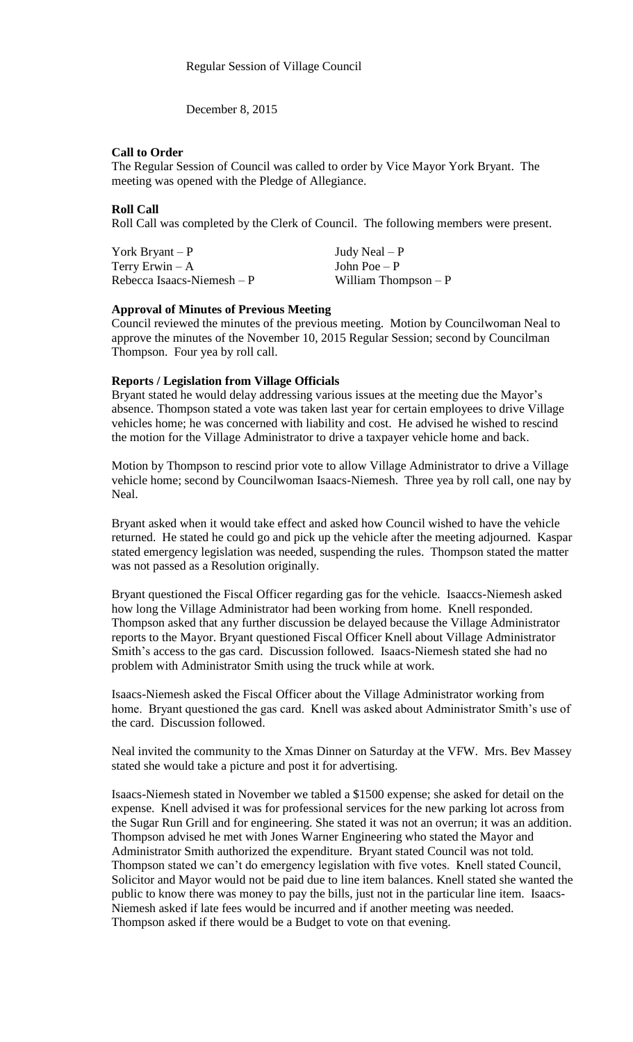Regular Session of Village Council

December 8, 2015

**Call to Order**

The Regular Session of Council was called to order by Vice Mayor York Bryant. The meeting was opened with the Pledge of Allegiance.

**Roll Call**

Roll Call was completed by the Clerk of Council. The following members were present.

| | |
|---|---|
| York Bryant – P | Judy Neal – P |
| Terry Erwin – A | John Poe – P |
| Rebecca Isaacs-Niemesh – P | William Thompson – P |

**Approval of Minutes of Previous Meeting**

Council reviewed the minutes of the previous meeting. Motion by Councilwoman Neal to approve the minutes of the November 10, 2015 Regular Session; second by Councilman Thompson. Four yea by roll call.

**Reports / Legislation from Village Officials**

Bryant stated he would delay addressing various issues at the meeting due the Mayor's absence. Thompson stated a vote was taken last year for certain employees to drive Village vehicles home; he was concerned with liability and cost. He advised he wished to rescind the motion for the Village Administrator to drive a taxpayer vehicle home and back.

Motion by Thompson to rescind prior vote to allow Village Administrator to drive a Village vehicle home; second by Councilwoman Isaacs-Niemesh. Three yea by roll call, one nay by Neal.

Bryant asked when it would take effect and asked how Council wished to have the vehicle returned. He stated he could go and pick up the vehicle after the meeting adjourned. Kaspar stated emergency legislation was needed, suspending the rules. Thompson stated the matter was not passed as a Resolution originally.

Bryant questioned the Fiscal Officer regarding gas for the vehicle. Isaaccs-Niemesh asked how long the Village Administrator had been working from home. Knell responded. Thompson asked that any further discussion be delayed because the Village Administrator reports to the Mayor. Bryant questioned Fiscal Officer Knell about Village Administrator Smith's access to the gas card. Discussion followed. Isaacs-Niemesh stated she had no problem with Administrator Smith using the truck while at work.

Isaacs-Niemesh asked the Fiscal Officer about the Village Administrator working from home. Bryant questioned the gas card. Knell was asked about Administrator Smith's use of the card. Discussion followed.

Neal invited the community to the Xmas Dinner on Saturday at the VFW. Mrs. Bev Massey stated she would take a picture and post it for advertising.

Isaacs-Niemesh stated in November we tabled a $1500 expense; she asked for detail on the expense. Knell advised it was for professional services for the new parking lot across from the Sugar Run Grill and for engineering. She stated it was not an overrun; it was an addition. Thompson advised he met with Jones Warner Engineering who stated the Mayor and Administrator Smith authorized the expenditure. Bryant stated Council was not told. Thompson stated we can't do emergency legislation with five votes. Knell stated Council, Solicitor and Mayor would not be paid due to line item balances. Knell stated she wanted the public to know there was money to pay the bills, just not in the particular line item. Isaacs-Niemesh asked if late fees would be incurred and if another meeting was needed. Thompson asked if there would be a Budget to vote on that evening.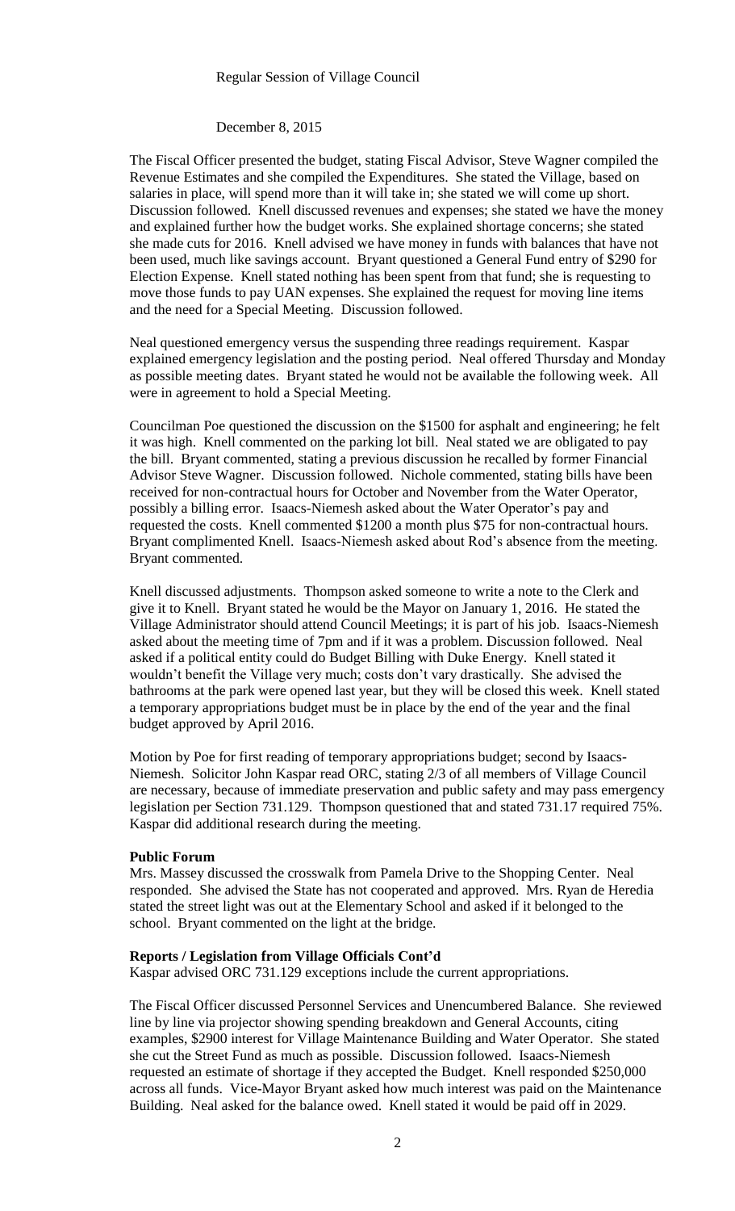Regular Session of Village Council

December 8, 2015

The Fiscal Officer presented the budget, stating Fiscal Advisor, Steve Wagner compiled the Revenue Estimates and she compiled the Expenditures. She stated the Village, based on salaries in place, will spend more than it will take in; she stated we will come up short. Discussion followed. Knell discussed revenues and expenses; she stated we have the money and explained further how the budget works. She explained shortage concerns; she stated she made cuts for 2016. Knell advised we have money in funds with balances that have not been used, much like savings account. Bryant questioned a General Fund entry of $290 for Election Expense. Knell stated nothing has been spent from that fund; she is requesting to move those funds to pay UAN expenses. She explained the request for moving line items and the need for a Special Meeting. Discussion followed.

Neal questioned emergency versus the suspending three readings requirement. Kaspar explained emergency legislation and the posting period. Neal offered Thursday and Monday as possible meeting dates. Bryant stated he would not be available the following week. All were in agreement to hold a Special Meeting.

Councilman Poe questioned the discussion on the $1500 for asphalt and engineering; he felt it was high. Knell commented on the parking lot bill. Neal stated we are obligated to pay the bill. Bryant commented, stating a previous discussion he recalled by former Financial Advisor Steve Wagner. Discussion followed. Nichole commented, stating bills have been received for non-contractual hours for October and November from the Water Operator, possibly a billing error. Isaacs-Niemesh asked about the Water Operator's pay and requested the costs. Knell commented $1200 a month plus $75 for non-contractual hours. Bryant complimented Knell. Isaacs-Niemesh asked about Rod's absence from the meeting. Bryant commented.

Knell discussed adjustments. Thompson asked someone to write a note to the Clerk and give it to Knell. Bryant stated he would be the Mayor on January 1, 2016. He stated the Village Administrator should attend Council Meetings; it is part of his job. Isaacs-Niemesh asked about the meeting time of 7pm and if it was a problem. Discussion followed. Neal asked if a political entity could do Budget Billing with Duke Energy. Knell stated it wouldn't benefit the Village very much; costs don't vary drastically. She advised the bathrooms at the park were opened last year, but they will be closed this week. Knell stated a temporary appropriations budget must be in place by the end of the year and the final budget approved by April 2016.

Motion by Poe for first reading of temporary appropriations budget; second by Isaacs-Niemesh. Solicitor John Kaspar read ORC, stating 2/3 of all members of Village Council are necessary, because of immediate preservation and public safety and may pass emergency legislation per Section 731.129. Thompson questioned that and stated 731.17 required 75%. Kaspar did additional research during the meeting.

**Public Forum**

Mrs. Massey discussed the crosswalk from Pamela Drive to the Shopping Center. Neal responded. She advised the State has not cooperated and approved. Mrs. Ryan de Heredia stated the street light was out at the Elementary School and asked if it belonged to the school. Bryant commented on the light at the bridge.

**Reports / Legislation from Village Officials Cont'd**

Kaspar advised ORC 731.129 exceptions include the current appropriations.

The Fiscal Officer discussed Personnel Services and Unencumbered Balance. She reviewed line by line via projector showing spending breakdown and General Accounts, citing examples, $2900 interest for Village Maintenance Building and Water Operator. She stated she cut the Street Fund as much as possible. Discussion followed. Isaacs-Niemesh requested an estimate of shortage if they accepted the Budget. Knell responded $250,000 across all funds. Vice-Mayor Bryant asked how much interest was paid on the Maintenance Building. Neal asked for the balance owed. Knell stated it would be paid off in 2029.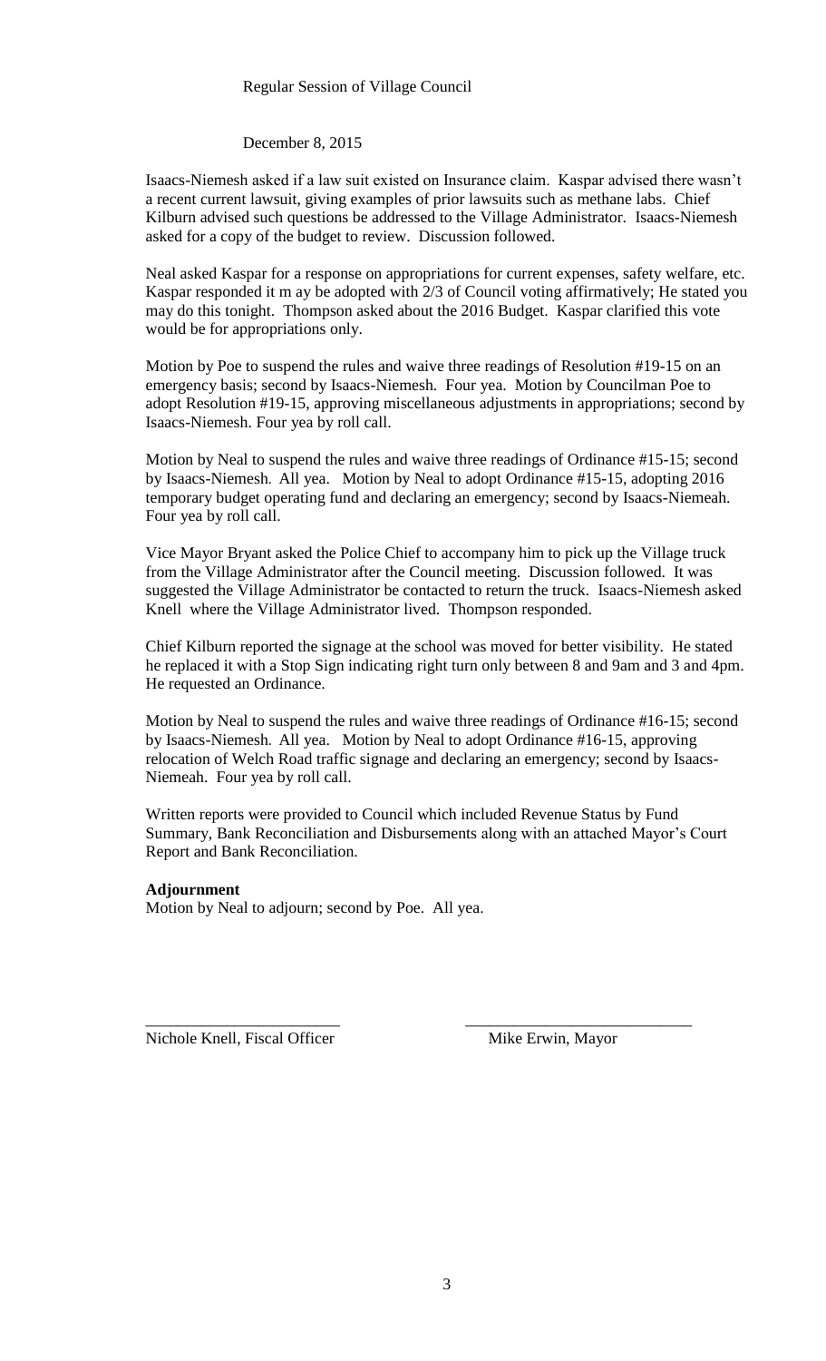Regular Session of Village Council

December 8, 2015

Isaacs-Niemesh asked if a law suit existed on Insurance claim. Kaspar advised there wasn't a recent current lawsuit, giving examples of prior lawsuits such as methane labs. Chief Kilburn advised such questions be addressed to the Village Administrator. Isaacs-Niemesh asked for a copy of the budget to review. Discussion followed.

Neal asked Kaspar for a response on appropriations for current expenses, safety welfare, etc. Kaspar responded it m ay be adopted with 2/3 of Council voting affirmatively; He stated you may do this tonight. Thompson asked about the 2016 Budget. Kaspar clarified this vote would be for appropriations only.

Motion by Poe to suspend the rules and waive three readings of Resolution #19-15 on an emergency basis; second by Isaacs-Niemesh. Four yea. Motion by Councilman Poe to adopt Resolution #19-15, approving miscellaneous adjustments in appropriations; second by Isaacs-Niemesh. Four yea by roll call.

Motion by Neal to suspend the rules and waive three readings of Ordinance #15-15; second by Isaacs-Niemesh. All yea. Motion by Neal to adopt Ordinance #15-15, adopting 2016 temporary budget operating fund and declaring an emergency; second by Isaacs-Niemeah. Four yea by roll call.

Vice Mayor Bryant asked the Police Chief to accompany him to pick up the Village truck from the Village Administrator after the Council meeting. Discussion followed. It was suggested the Village Administrator be contacted to return the truck. Isaacs-Niemesh asked Knell where the Village Administrator lived. Thompson responded.

Chief Kilburn reported the signage at the school was moved for better visibility. He stated he replaced it with a Stop Sign indicating right turn only between 8 and 9am and 3 and 4pm. He requested an Ordinance.

Motion by Neal to suspend the rules and waive three readings of Ordinance #16-15; second by Isaacs-Niemesh. All yea. Motion by Neal to adopt Ordinance #16-15, approving relocation of Welch Road traffic signage and declaring an emergency; second by Isaacs-Niemeah. Four yea by roll call.

Written reports were provided to Council which included Revenue Status by Fund Summary, Bank Reconciliation and Disbursements along with an attached Mayor's Court Report and Bank Reconciliation.

**Adjournment**

Motion by Neal to adjourn; second by Poe. All yea.

________________________ ____________________________

Nichole Knell, Fiscal Officer Mike Erwin, Mayor